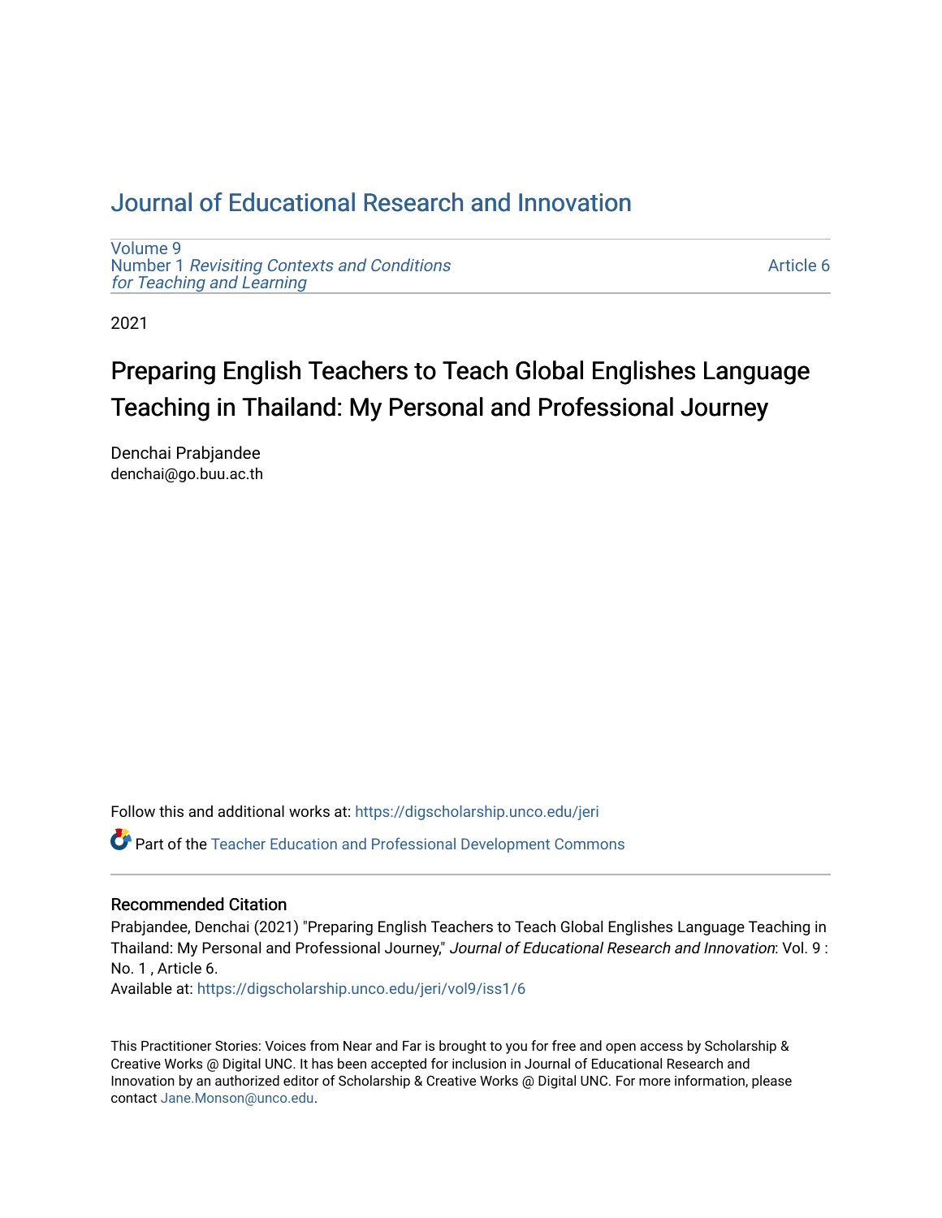# Journal of Educational Research and Innovation

Volume 9
Number 1 *Revisiting Contexts and Conditions for Teaching and Learning*

Article 6

2021

## Preparing English Teachers to Teach Global Englishes Language Teaching in Thailand: My Personal and Professional Journey

Denchai Prabjandee
denchai@go.buu.ac.th

Follow this and additional works at: https://digscholarship.unco.edu/jeri

Part of the Teacher Education and Professional Development Commons

### Recommended Citation

Prabjandee, Denchai (2021) "Preparing English Teachers to Teach Global Englishes Language Teaching in Thailand: My Personal and Professional Journey," *Journal of Educational Research and Innovation*: Vol. 9 : No. 1 , Article 6.
Available at: https://digscholarship.unco.edu/jeri/vol9/iss1/6

This Practitioner Stories: Voices from Near and Far is brought to you for free and open access by Scholarship & Creative Works @ Digital UNC. It has been accepted for inclusion in Journal of Educational Research and Innovation by an authorized editor of Scholarship & Creative Works @ Digital UNC. For more information, please contact Jane.Monson@unco.edu.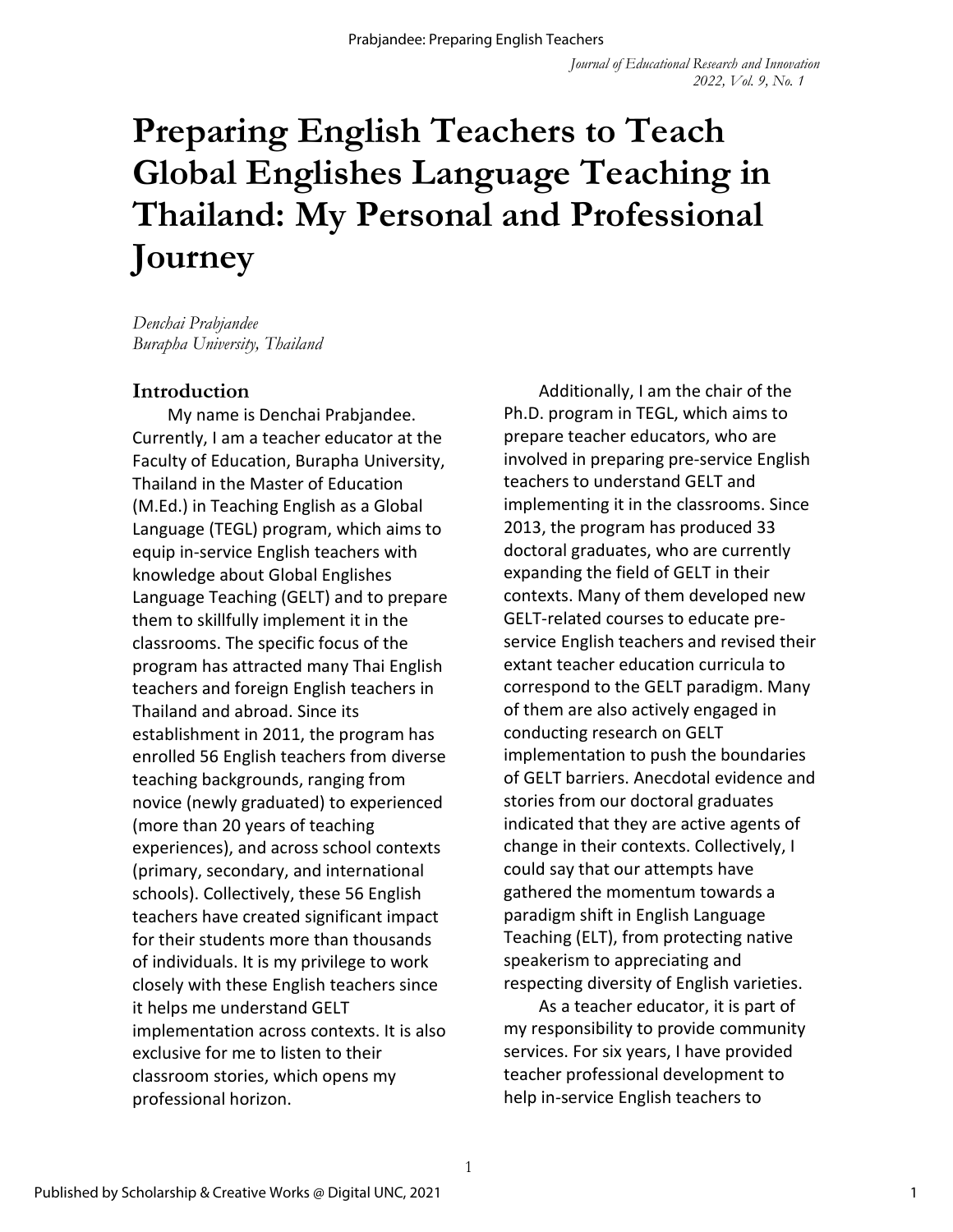# Preparing English Teachers to Teach Global Englishes Language Teaching in Thailand: My Personal and Professional Journey

*Denchai Prabjandee*
*Burapha University, Thailand*

## Introduction

My name is Denchai Prabjandee. Currently, I am a teacher educator at the Faculty of Education, Burapha University, Thailand in the Master of Education (M.Ed.) in Teaching English as a Global Language (TEGL) program, which aims to equip in-service English teachers with knowledge about Global Englishes Language Teaching (GELT) and to prepare them to skillfully implement it in the classrooms. The specific focus of the program has attracted many Thai English teachers and foreign English teachers in Thailand and abroad. Since its establishment in 2011, the program has enrolled 56 English teachers from diverse teaching backgrounds, ranging from novice (newly graduated) to experienced (more than 20 years of teaching experiences), and across school contexts (primary, secondary, and international schools). Collectively, these 56 English teachers have created significant impact for their students more than thousands of individuals. It is my privilege to work closely with these English teachers since it helps me understand GELT implementation across contexts. It is also exclusive for me to listen to their classroom stories, which opens my professional horizon.

Additionally, I am the chair of the Ph.D. program in TEGL, which aims to prepare teacher educators, who are involved in preparing pre-service English teachers to understand GELT and implementing it in the classrooms. Since 2013, the program has produced 33 doctoral graduates, who are currently expanding the field of GELT in their contexts. Many of them developed new GELT-related courses to educate pre-service English teachers and revised their extant teacher education curricula to correspond to the GELT paradigm. Many of them are also actively engaged in conducting research on GELT implementation to push the boundaries of GELT barriers. Anecdotal evidence and stories from our doctoral graduates indicated that they are active agents of change in their contexts. Collectively, I could say that our attempts have gathered the momentum towards a paradigm shift in English Language Teaching (ELT), from protecting native speakerism to appreciating and respecting diversity of English varieties.

As a teacher educator, it is part of my responsibility to provide community services. For six years, I have provided teacher professional development to help in-service English teachers to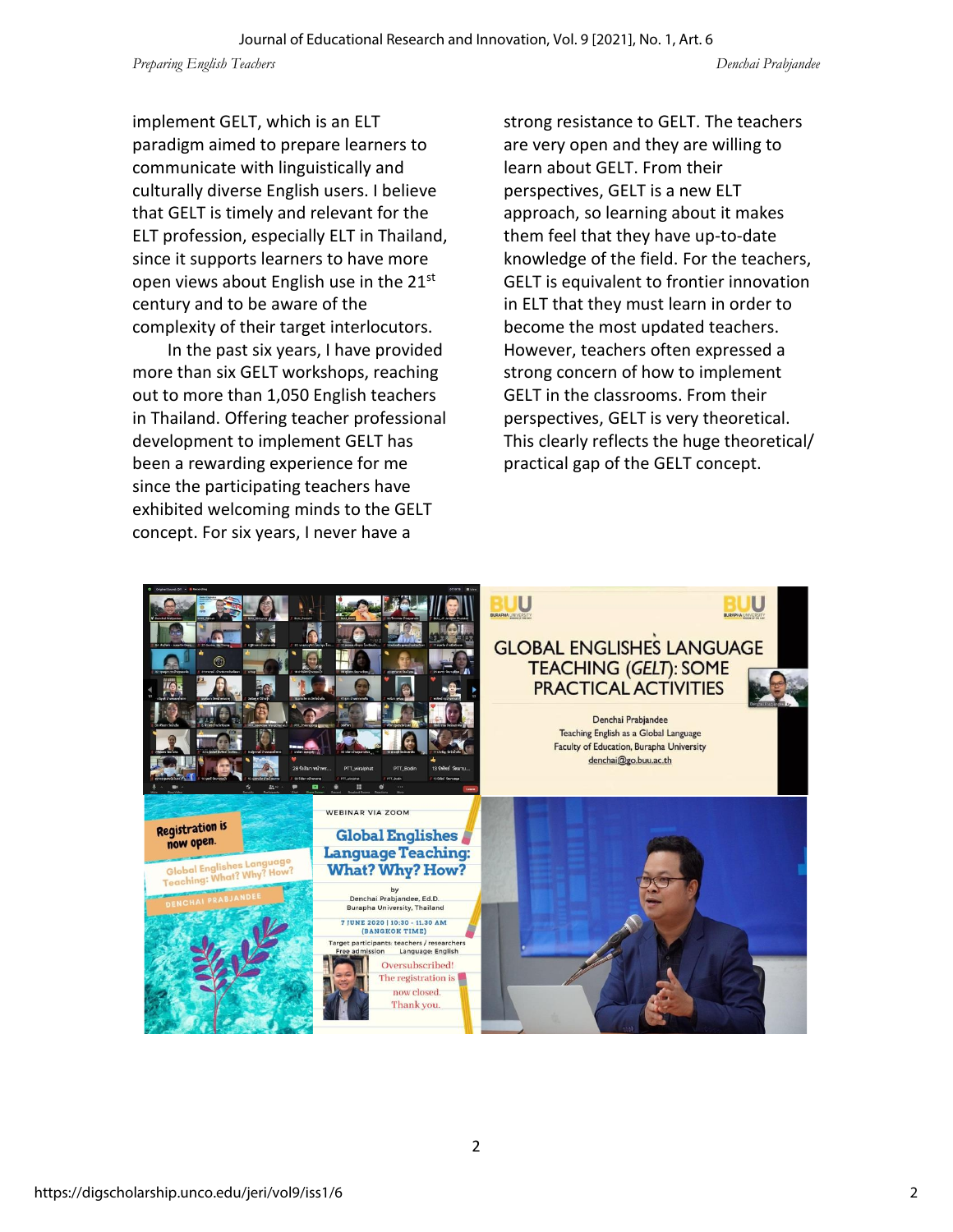implement GELT, which is an ELT paradigm aimed to prepare learners to communicate with linguistically and culturally diverse English users. I believe that GELT is timely and relevant for the ELT profession, especially ELT in Thailand, since it supports learners to have more open views about English use in the 21st century and to be aware of the complexity of their target interlocutors.

In the past six years, I have provided more than six GELT workshops, reaching out to more than 1,050 English teachers in Thailand. Offering teacher professional development to implement GELT has been a rewarding experience for me since the participating teachers have exhibited welcoming minds to the GELT concept. For six years, I never have a strong resistance to GELT. The teachers are very open and they are willing to learn about GELT. From their perspectives, GELT is a new ELT approach, so learning about it makes them feel that they have up-to-date knowledge of the field. For the teachers, GELT is equivalent to frontier innovation in ELT that they must learn in order to become the most updated teachers. However, teachers often expressed a strong concern of how to implement GELT in the classrooms. From their perspectives, GELT is very theoretical. This clearly reflects the huge theoretical/practical gap of the GELT concept.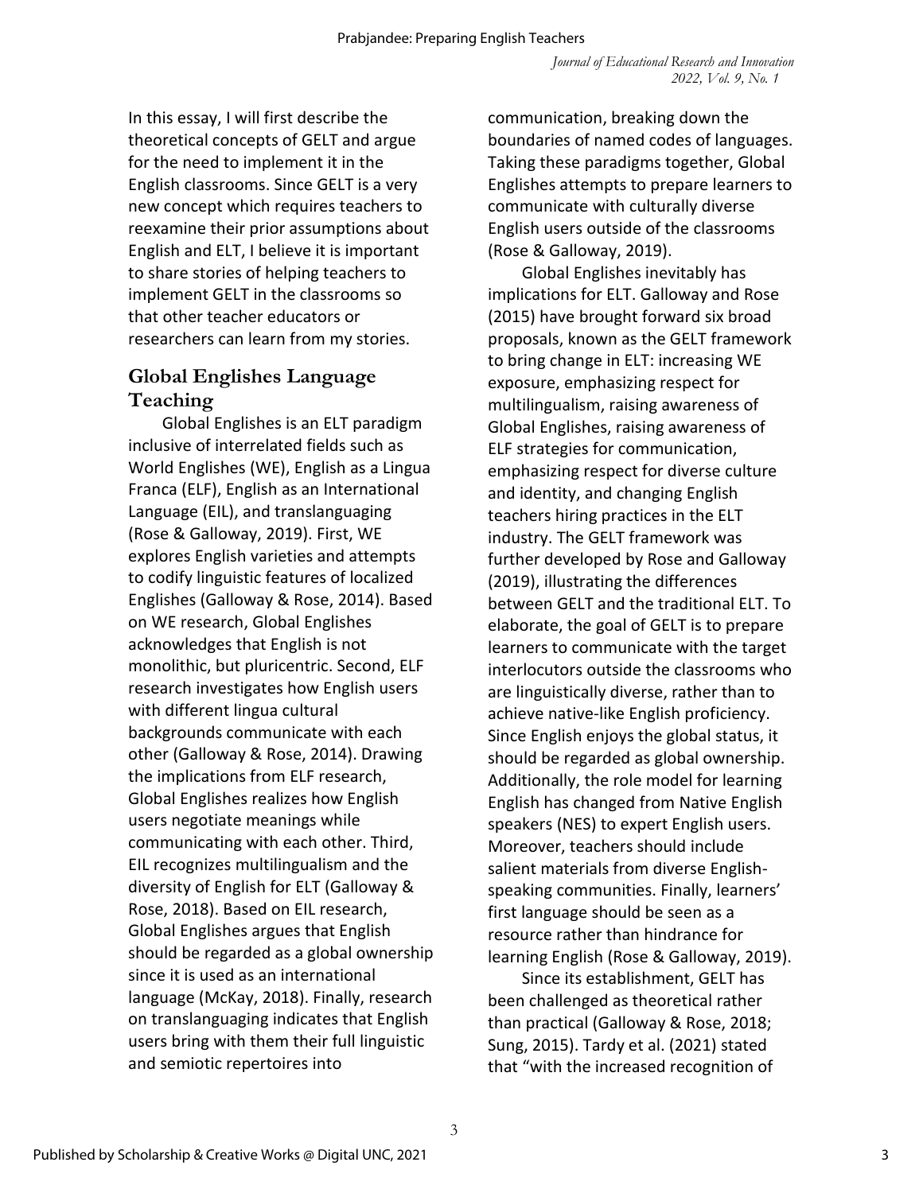In this essay, I will first describe the theoretical concepts of GELT and argue for the need to implement it in the English classrooms. Since GELT is a very new concept which requires teachers to reexamine their prior assumptions about English and ELT, I believe it is important to share stories of helping teachers to implement GELT in the classrooms so that other teacher educators or researchers can learn from my stories.

## Global Englishes Language Teaching

Global Englishes is an ELT paradigm inclusive of interrelated fields such as World Englishes (WE), English as a Lingua Franca (ELF), English as an International Language (EIL), and translanguaging (Rose & Galloway, 2019). First, WE explores English varieties and attempts to codify linguistic features of localized Englishes (Galloway & Rose, 2014). Based on WE research, Global Englishes acknowledges that English is not monolithic, but pluricentric. Second, ELF research investigates how English users with different lingua cultural backgrounds communicate with each other (Galloway & Rose, 2014). Drawing the implications from ELF research, Global Englishes realizes how English users negotiate meanings while communicating with each other. Third, EIL recognizes multilingualism and the diversity of English for ELT (Galloway & Rose, 2018). Based on EIL research, Global Englishes argues that English should be regarded as a global ownership since it is used as an international language (McKay, 2018). Finally, research on translanguaging indicates that English users bring with them their full linguistic and semiotic repertoires into communication, breaking down the boundaries of named codes of languages. Taking these paradigms together, Global Englishes attempts to prepare learners to communicate with culturally diverse English users outside of the classrooms (Rose & Galloway, 2019).

Global Englishes inevitably has implications for ELT. Galloway and Rose (2015) have brought forward six broad proposals, known as the GELT framework to bring change in ELT: increasing WE exposure, emphasizing respect for multilingualism, raising awareness of Global Englishes, raising awareness of ELF strategies for communication, emphasizing respect for diverse culture and identity, and changing English teachers hiring practices in the ELT industry. The GELT framework was further developed by Rose and Galloway (2019), illustrating the differences between GELT and the traditional ELT. To elaborate, the goal of GELT is to prepare learners to communicate with the target interlocutors outside the classrooms who are linguistically diverse, rather than to achieve native-like English proficiency. Since English enjoys the global status, it should be regarded as global ownership. Additionally, the role model for learning English has changed from Native English speakers (NES) to expert English users. Moreover, teachers should include salient materials from diverse English-speaking communities. Finally, learners' first language should be seen as a resource rather than hindrance for learning English (Rose & Galloway, 2019).

Since its establishment, GELT has been challenged as theoretical rather than practical (Galloway & Rose, 2018; Sung, 2015). Tardy et al. (2021) stated that "with the increased recognition of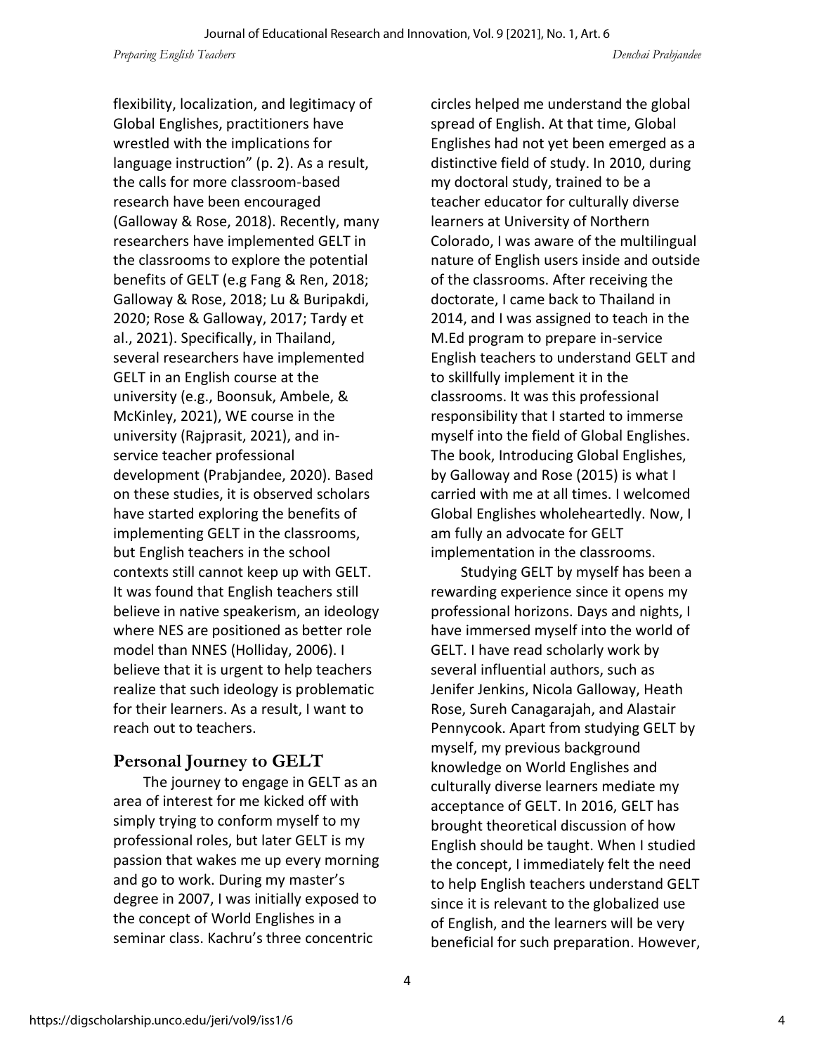flexibility, localization, and legitimacy of Global Englishes, practitioners have wrestled with the implications for language instruction" (p. 2). As a result, the calls for more classroom-based research have been encouraged (Galloway & Rose, 2018). Recently, many researchers have implemented GELT in the classrooms to explore the potential benefits of GELT (e.g Fang & Ren, 2018; Galloway & Rose, 2018; Lu & Buripakdi, 2020; Rose & Galloway, 2017; Tardy et al., 2021). Specifically, in Thailand, several researchers have implemented GELT in an English course at the university (e.g., Boonsuk, Ambele, & McKinley, 2021), WE course in the university (Rajprasit, 2021), and in-service teacher professional development (Prabjandee, 2020). Based on these studies, it is observed scholars have started exploring the benefits of implementing GELT in the classrooms, but English teachers in the school contexts still cannot keep up with GELT. It was found that English teachers still believe in native speakerism, an ideology where NES are positioned as better role model than NNES (Holliday, 2006). I believe that it is urgent to help teachers realize that such ideology is problematic for their learners. As a result, I want to reach out to teachers.

## Personal Journey to GELT

The journey to engage in GELT as an area of interest for me kicked off with simply trying to conform myself to my professional roles, but later GELT is my passion that wakes me up every morning and go to work. During my master's degree in 2007, I was initially exposed to the concept of World Englishes in a seminar class. Kachru's three concentric circles helped me understand the global spread of English. At that time, Global Englishes had not yet been emerged as a distinctive field of study. In 2010, during my doctoral study, trained to be a teacher educator for culturally diverse learners at University of Northern Colorado, I was aware of the multilingual nature of English users inside and outside of the classrooms. After receiving the doctorate, I came back to Thailand in 2014, and I was assigned to teach in the M.Ed program to prepare in-service English teachers to understand GELT and to skillfully implement it in the classrooms. It was this professional responsibility that I started to immerse myself into the field of Global Englishes. The book, Introducing Global Englishes, by Galloway and Rose (2015) is what I carried with me at all times. I welcomed Global Englishes wholeheartedly. Now, I am fully an advocate for GELT implementation in the classrooms.

Studying GELT by myself has been a rewarding experience since it opens my professional horizons. Days and nights, I have immersed myself into the world of GELT. I have read scholarly work by several influential authors, such as Jenifer Jenkins, Nicola Galloway, Heath Rose, Sureh Canagarajah, and Alastair Pennycook. Apart from studying GELT by myself, my previous background knowledge on World Englishes and culturally diverse learners mediate my acceptance of GELT. In 2016, GELT has brought theoretical discussion of how English should be taught. When I studied the concept, I immediately felt the need to help English teachers understand GELT since it is relevant to the globalized use of English, and the learners will be very beneficial for such preparation. However,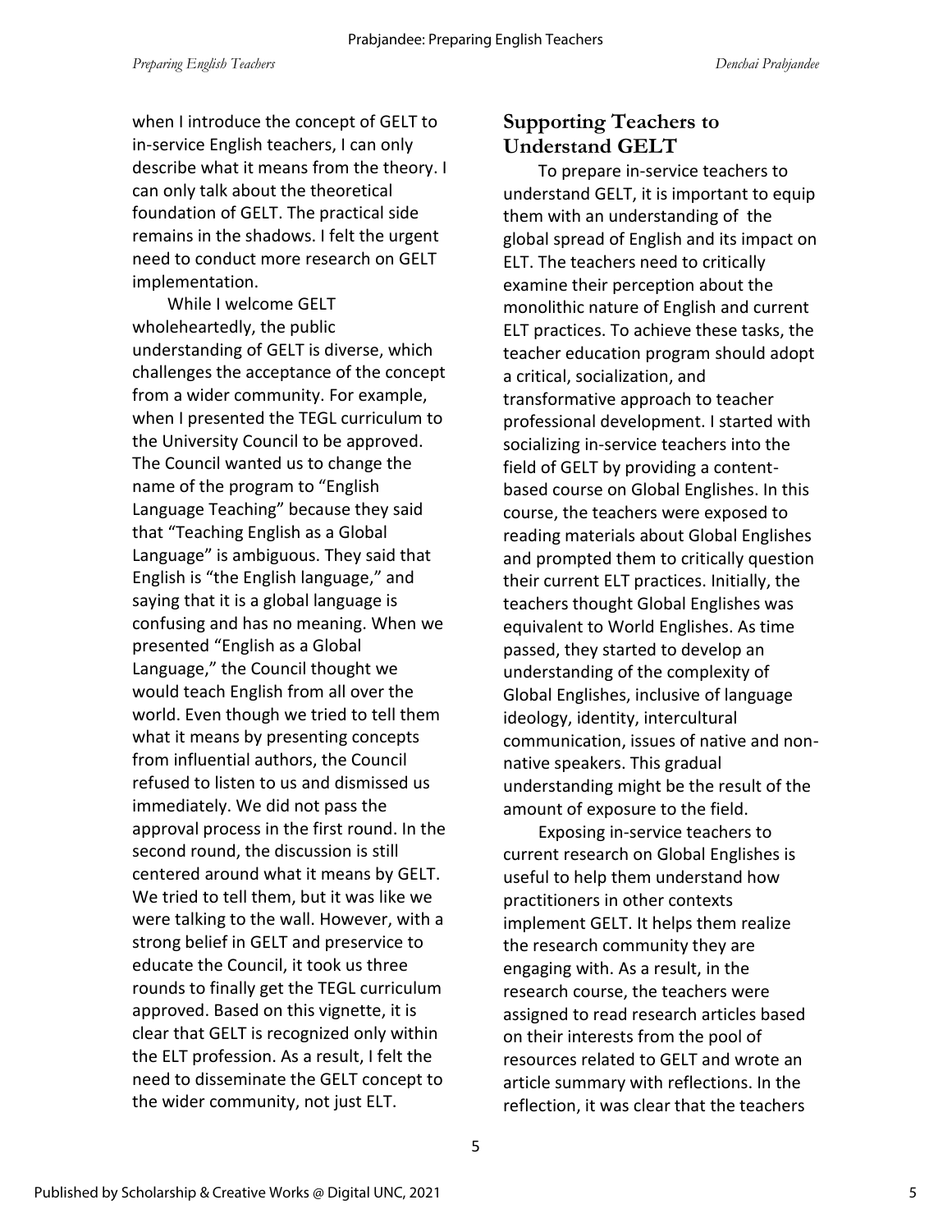when I introduce the concept of GELT to in-service English teachers, I can only describe what it means from the theory. I can only talk about the theoretical foundation of GELT. The practical side remains in the shadows. I felt the urgent need to conduct more research on GELT implementation.

While I welcome GELT wholeheartedly, the public understanding of GELT is diverse, which challenges the acceptance of the concept from a wider community. For example, when I presented the TEGL curriculum to the University Council to be approved. The Council wanted us to change the name of the program to "English Language Teaching" because they said that "Teaching English as a Global Language" is ambiguous. They said that English is "the English language," and saying that it is a global language is confusing and has no meaning. When we presented "English as a Global Language," the Council thought we would teach English from all over the world. Even though we tried to tell them what it means by presenting concepts from influential authors, the Council refused to listen to us and dismissed us immediately. We did not pass the approval process in the first round. In the second round, the discussion is still centered around what it means by GELT. We tried to tell them, but it was like we were talking to the wall. However, with a strong belief in GELT and preservice to educate the Council, it took us three rounds to finally get the TEGL curriculum approved. Based on this vignette, it is clear that GELT is recognized only within the ELT profession. As a result, I felt the need to disseminate the GELT concept to the wider community, not just ELT.

## Supporting Teachers to Understand GELT

To prepare in-service teachers to understand GELT, it is important to equip them with an understanding of the global spread of English and its impact on ELT. The teachers need to critically examine their perception about the monolithic nature of English and current ELT practices. To achieve these tasks, the teacher education program should adopt a critical, socialization, and transformative approach to teacher professional development. I started with socializing in-service teachers into the field of GELT by providing a content-based course on Global Englishes. In this course, the teachers were exposed to reading materials about Global Englishes and prompted them to critically question their current ELT practices. Initially, the teachers thought Global Englishes was equivalent to World Englishes. As time passed, they started to develop an understanding of the complexity of Global Englishes, inclusive of language ideology, identity, intercultural communication, issues of native and non-native speakers. This gradual understanding might be the result of the amount of exposure to the field.

Exposing in-service teachers to current research on Global Englishes is useful to help them understand how practitioners in other contexts implement GELT. It helps them realize the research community they are engaging with. As a result, in the research course, the teachers were assigned to read research articles based on their interests from the pool of resources related to GELT and wrote an article summary with reflections. In the reflection, it was clear that the teachers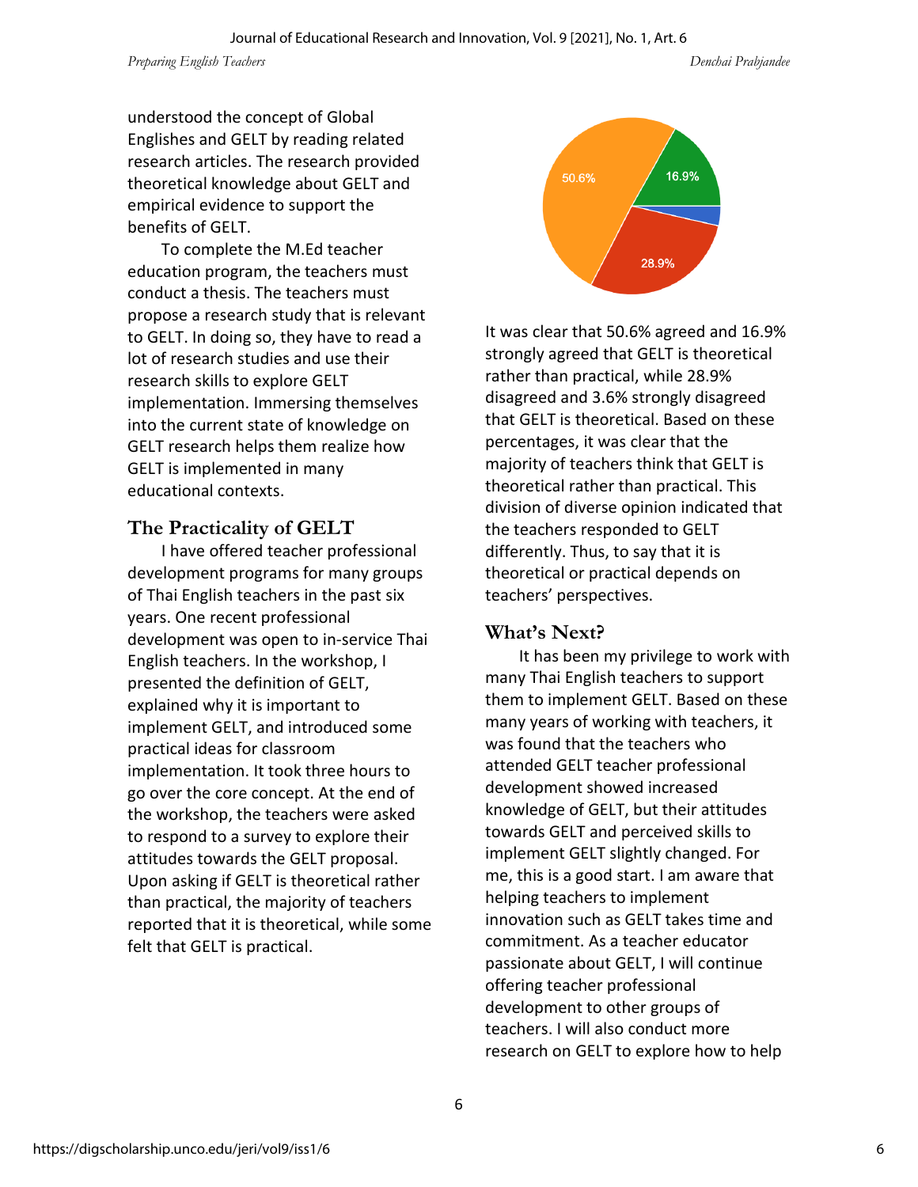understood the concept of Global Englishes and GELT by reading related research articles. The research provided theoretical knowledge about GELT and empirical evidence to support the benefits of GELT.

To complete the M.Ed teacher education program, the teachers must conduct a thesis. The teachers must propose a research study that is relevant to GELT. In doing so, they have to read a lot of research studies and use their research skills to explore GELT implementation. Immersing themselves into the current state of knowledge on GELT research helps them realize how GELT is implemented in many educational contexts.

## The Practicality of GELT

I have offered teacher professional development programs for many groups of Thai English teachers in the past six years. One recent professional development was open to in-service Thai English teachers. In the workshop, I presented the definition of GELT, explained why it is important to implement GELT, and introduced some practical ideas for classroom implementation. It took three hours to go over the core concept. At the end of the workshop, the teachers were asked to respond to a survey to explore their attitudes towards the GELT proposal. Upon asking if GELT is theoretical rather than practical, the majority of teachers reported that it is theoretical, while some felt that GELT is practical.

It was clear that 50.6% agreed and 16.9% strongly agreed that GELT is theoretical rather than practical, while 28.9% disagreed and 3.6% strongly disagreed that GELT is theoretical. Based on these percentages, it was clear that the majority of teachers think that GELT is theoretical rather than practical. This division of diverse opinion indicated that the teachers responded to GELT differently. Thus, to say that it is theoretical or practical depends on teachers' perspectives.

## What's Next?

It has been my privilege to work with many Thai English teachers to support them to implement GELT. Based on these many years of working with teachers, it was found that the teachers who attended GELT teacher professional development showed increased knowledge of GELT, but their attitudes towards GELT and perceived skills to implement GELT slightly changed. For me, this is a good start. I am aware that helping teachers to implement innovation such as GELT takes time and commitment. As a teacher educator passionate about GELT, I will continue offering teacher professional development to other groups of teachers. I will also conduct more research on GELT to explore how to help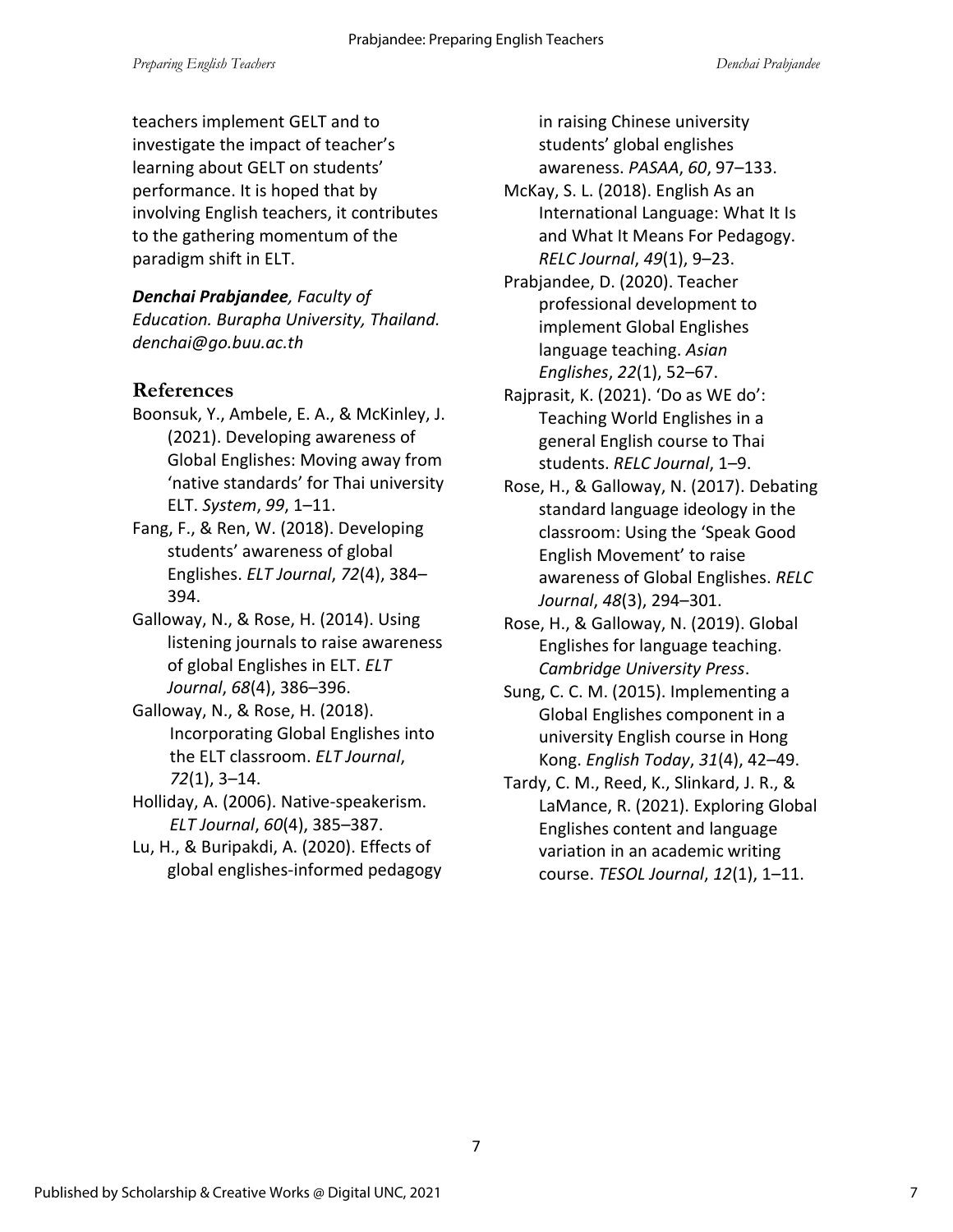teachers implement GELT and to investigate the impact of teacher's learning about GELT on students' performance. It is hoped that by involving English teachers, it contributes to the gathering momentum of the paradigm shift in ELT.

***Denchai Prabjandee**, Faculty of Education. Burapha University, Thailand. denchai@go.buu.ac.th*

## References

Boonsuk, Y., Ambele, E. A., & McKinley, J. (2021). Developing awareness of Global Englishes: Moving away from 'native standards' for Thai university ELT. *System*, *99*, 1–11.

Fang, F., & Ren, W. (2018). Developing students' awareness of global Englishes. *ELT Journal*, *72*(4), 384–394.

Galloway, N., & Rose, H. (2014). Using listening journals to raise awareness of global Englishes in ELT. *ELT Journal*, *68*(4), 386–396.

Galloway, N., & Rose, H. (2018). Incorporating Global Englishes into the ELT classroom. *ELT Journal*, *72*(1), 3–14.

Holliday, A. (2006). Native-speakerism. *ELT Journal*, *60*(4), 385–387.

Lu, H., & Buripakdi, A. (2020). Effects of global englishes-informed pedagogy in raising Chinese university students' global englishes awareness. *PASAA*, *60*, 97–133.

McKay, S. L. (2018). English As an International Language: What It Is and What It Means For Pedagogy. *RELC Journal*, *49*(1), 9–23.

Prabjandee, D. (2020). Teacher professional development to implement Global Englishes language teaching. *Asian Englishes*, *22*(1), 52–67.

Rajprasit, K. (2021). 'Do as WE do': Teaching World Englishes in a general English course to Thai students. *RELC Journal*, 1–9.

Rose, H., & Galloway, N. (2017). Debating standard language ideology in the classroom: Using the 'Speak Good English Movement' to raise awareness of Global Englishes. *RELC Journal*, *48*(3), 294–301.

Rose, H., & Galloway, N. (2019). Global Englishes for language teaching. *Cambridge University Press*.

Sung, C. C. M. (2015). Implementing a Global Englishes component in a university English course in Hong Kong. *English Today*, *31*(4), 42–49.

Tardy, C. M., Reed, K., Slinkard, J. R., & LaMance, R. (2021). Exploring Global Englishes content and language variation in an academic writing course. *TESOL Journal*, *12*(1), 1–11.